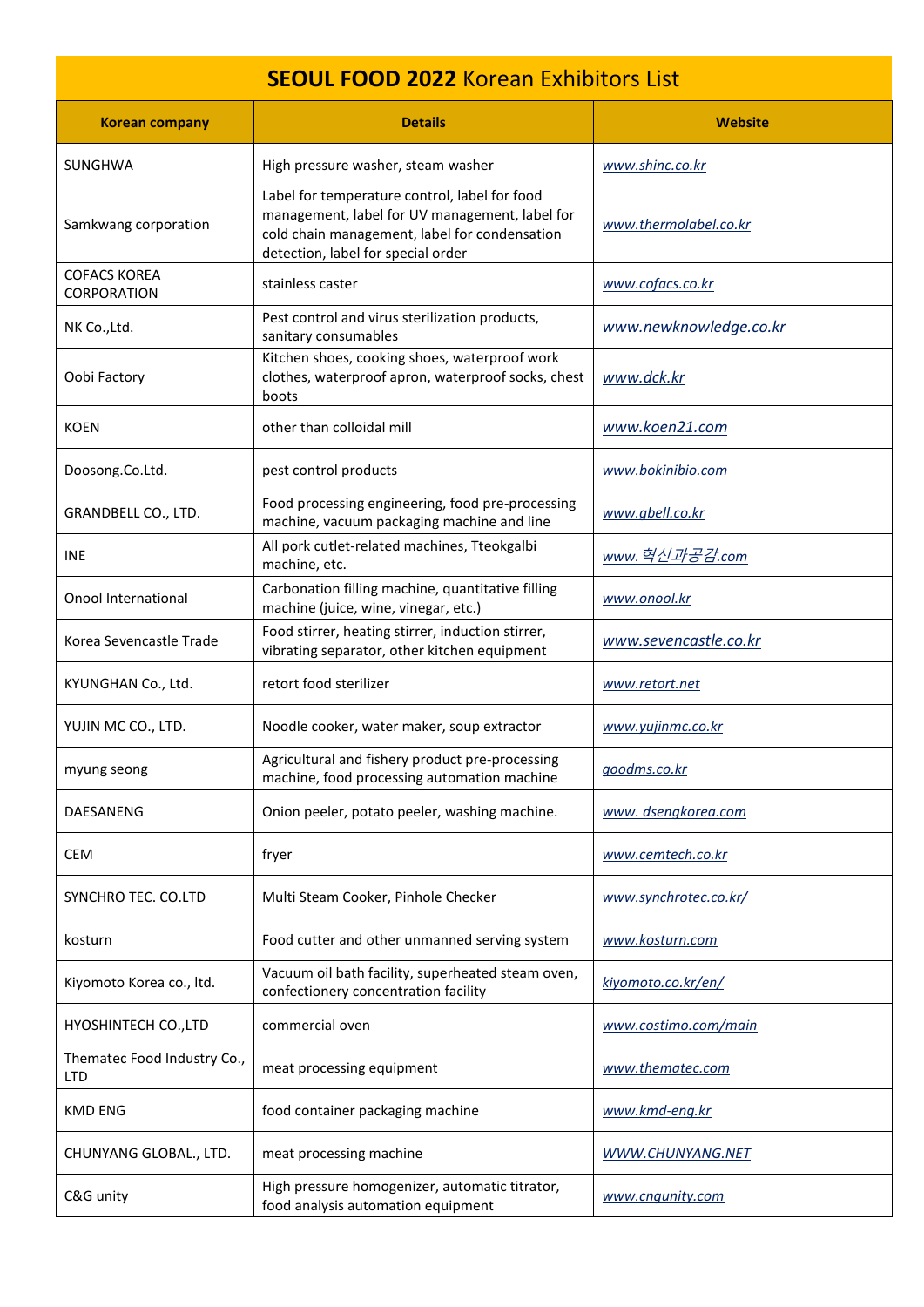# **SEOUL FOOD 2022** Korean Exhibitors List

| Korean company | Details | Website |
|---|---|---|
| SUNGHWA | High pressure washer, steam washer | www.shinc.co.kr |
| Samkwang corporation | Label for temperature control, label for food management, label for UV management, label for cold chain management, label for condensation detection, label for special order | www.thermolabel.co.kr |
| COFACS KOREA CORPORATION | stainless caster | www.cofacs.co.kr |
| NK Co.,Ltd. | Pest control and virus sterilization products, sanitary consumables | www.newknowledge.co.kr |
| Oobi Factory | Kitchen shoes, cooking shoes, waterproof work clothes, waterproof apron, waterproof socks, chest boots | www.dck.kr |
| KOEN | other than colloidal mill | www.koen21.com |
| Doosong.Co.Ltd. | pest control products | www.bokinibio.com |
| GRANDBELL CO., LTD. | Food processing engineering, food pre-processing machine, vacuum packaging machine and line | www.gbell.co.kr |
| INE | All pork cutlet-related machines, Tteokgalbi machine, etc. | www.혁신과공감.com |
| Onool International | Carbonation filling machine, quantitative filling machine (juice, wine, vinegar, etc.) | www.onool.kr |
| Korea Sevencastle Trade | Food stirrer, heating stirrer, induction stirrer, vibrating separator, other kitchen equipment | www.sevencastle.co.kr |
| KYUNGHAN Co., Ltd. | retort food sterilizer | www.retort.net |
| YUJIN MC CO., LTD. | Noodle cooker, water maker, soup extractor | www.yujinmc.co.kr |
| myung seong | Agricultural and fishery product pre-processing machine, food processing automation machine | goodms.co.kr |
| DAESANENG | Onion peeler, potato peeler, washing machine. | www. dsengkorea.com |
| CEM | fryer | www.cemtech.co.kr |
| SYNCHRO TEC. CO.LTD | Multi Steam Cooker, Pinhole Checker | www.synchrotec.co.kr/ |
| kosturn | Food cutter and other unmanned serving system | www.kosturn.com |
| Kiyomoto Korea co., ltd. | Vacuum oil bath facility, superheated steam oven, confectionery concentration facility | kiyomoto.co.kr/en/ |
| HYOSHINTECH CO.,LTD | commercial oven | www.costimo.com/main |
| Thematec Food Industry Co., LTD | meat processing equipment | www.thematec.com |
| KMD ENG | food container packaging machine | www.kmd-eng.kr |
| CHUNYANG GLOBAL., LTD. | meat processing machine | WWW.CHUNYANG.NET |
| C&G unity | High pressure homogenizer, automatic titrator, food analysis automation equipment | www.cngunity.com |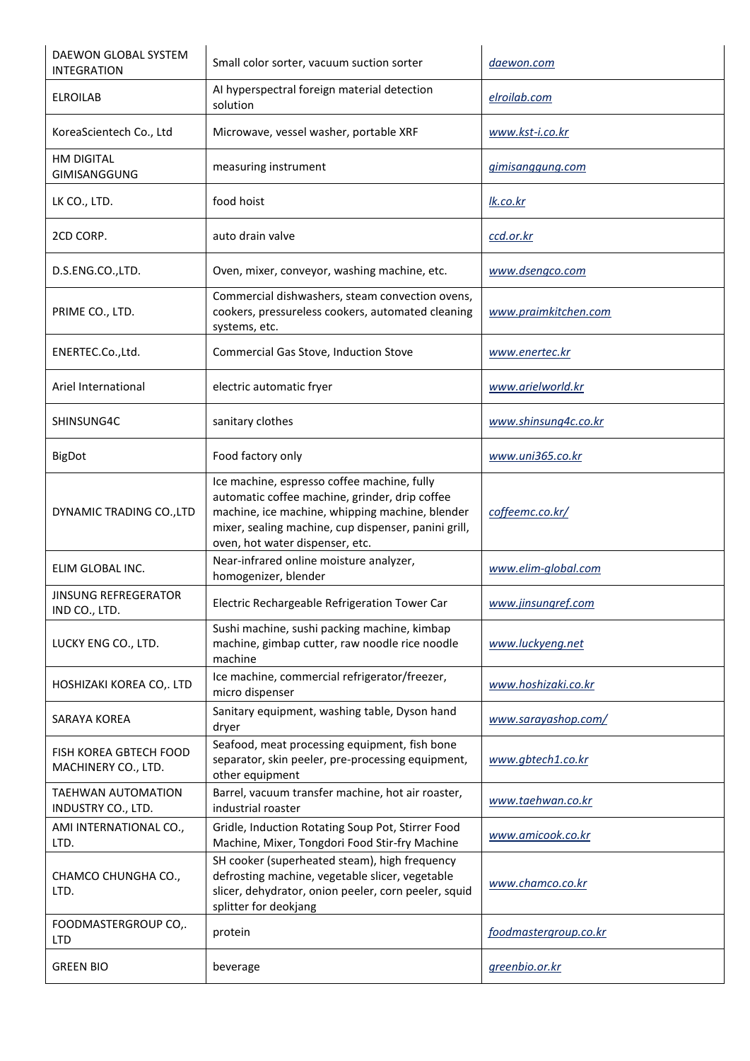| | | |
|---|---|---|
| DAEWON GLOBAL SYSTEM INTEGRATION | Small color sorter, vacuum suction sorter | daewon.com |
| ELROILAB | AI hyperspectral foreign material detection solution | elroilab.com |
| KoreaScientech Co., Ltd | Microwave, vessel washer, portable XRF | www.kst-i.co.kr |
| HM DIGITAL GIMISANGGUNG | measuring instrument | gimisanggung.com |
| LK CO., LTD. | food hoist | lk.co.kr |
| 2CD CORP. | auto drain valve | ccd.or.kr |
| D.S.ENG.CO.,LTD. | Oven, mixer, conveyor, washing machine, etc. | www.dsengco.com |
| PRIME CO., LTD. | Commercial dishwashers, steam convection ovens, cookers, pressureless cookers, automated cleaning systems, etc. | www.praimkitchen.com |
| ENERTEC.Co.,Ltd. | Commercial Gas Stove, Induction Stove | www.enertec.kr |
| Ariel International | electric automatic fryer | www.arielworld.kr |
| SHINSUNG4C | sanitary clothes | www.shinsung4c.co.kr |
| BigDot | Food factory only | www.uni365.co.kr |
| DYNAMIC TRADING CO.,LTD | Ice machine, espresso coffee machine, fully automatic coffee machine, grinder, drip coffee machine, ice machine, whipping machine, blender mixer, sealing machine, cup dispenser, panini grill, oven, hot water dispenser, etc. | coffeemc.co.kr/ |
| ELIM GLOBAL INC. | Near-infrared online moisture analyzer, homogenizer, blender | www.elim-global.com |
| JINSUNG REFREGERATOR IND CO., LTD. | Electric Rechargeable Refrigeration Tower Car | www.jinsungref.com |
| LUCKY ENG CO., LTD. | Sushi machine, sushi packing machine, kimbap machine, gimbap cutter, raw noodle rice noodle machine | www.luckyeng.net |
| HOSHIZAKI KOREA CO,. LTD | Ice machine, commercial refrigerator/freezer, micro dispenser | www.hoshizaki.co.kr |
| SARAYA KOREA | Sanitary equipment, washing table, Dyson hand dryer | www.sarayashop.com/ |
| FISH KOREA GBTECH FOOD MACHINERY CO., LTD. | Seafood, meat processing equipment, fish bone separator, skin peeler, pre-processing equipment, other equipment | www.gbtech1.co.kr |
| TAEHWAN AUTOMATION INDUSTRY CO., LTD. | Barrel, vacuum transfer machine, hot air roaster, industrial roaster | www.taehwan.co.kr |
| AMI INTERNATIONAL CO., LTD. | Gridle, Induction Rotating Soup Pot, Stirrer Food Machine, Mixer, Tongdori Food Stir-fry Machine | www.amicook.co.kr |
| CHAMCO CHUNGHA CO., LTD. | SH cooker (superheated steam), high frequency defrosting machine, vegetable slicer, vegetable slicer, dehydrator, onion peeler, corn peeler, squid splitter for deokjang | www.chamco.co.kr |
| FOODMASTERGROUP CO,. LTD | protein | foodmastergroup.co.kr |
| GREEN BIO | beverage | greenbio.or.kr |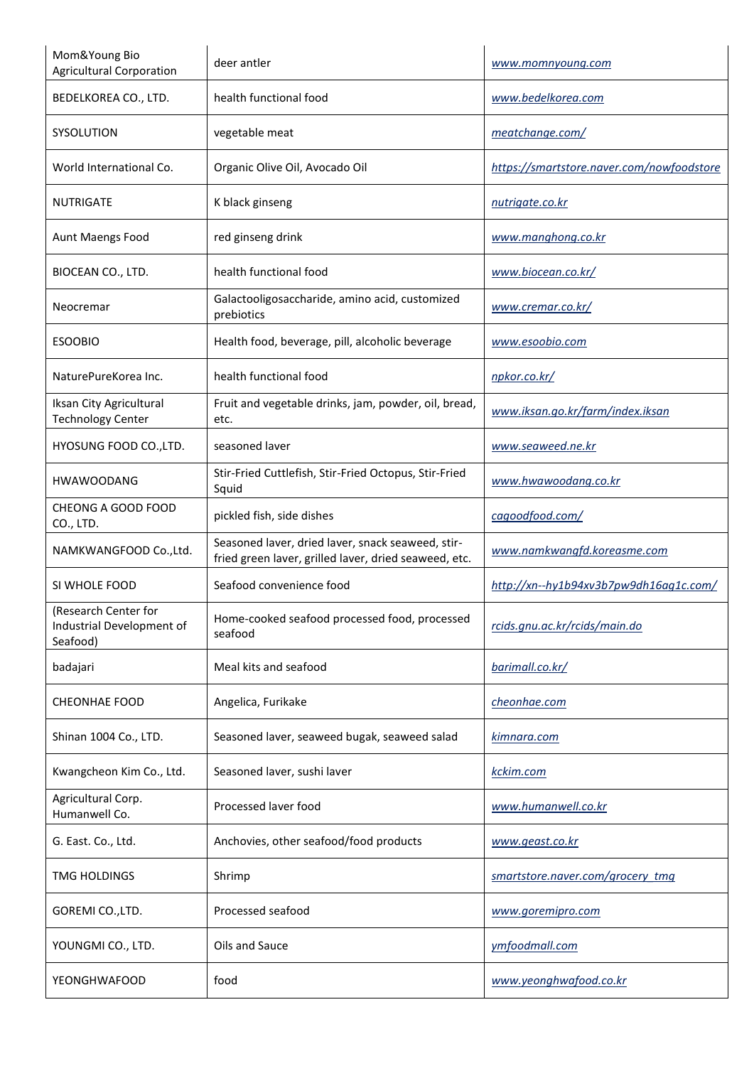| | | |
|---|---|---|
| Mom&Young Bio Agricultural Corporation | deer antler | www.momnyoung.com |
| BEDELKOREA CO., LTD. | health functional food | www.bedelkorea.com |
| SYSOLUTION | vegetable meat | meatchange.com/ |
| World International Co. | Organic Olive Oil, Avocado Oil | https://smartstore.naver.com/nowfoodstore |
| NUTRIGATE | K black ginseng | nutrigate.co.kr |
| Aunt Maengs Food | red ginseng drink | www.manghong.co.kr |
| BIOCEAN CO., LTD. | health functional food | www.biocean.co.kr/ |
| Neocremar | Galactooligosaccharide, amino acid, customized prebiotics | www.cremar.co.kr/ |
| ESOOBIO | Health food, beverage, pill, alcoholic beverage | www.esoobio.com |
| NaturePureKorea Inc. | health functional food | npkor.co.kr/ |
| Iksan City Agricultural Technology Center | Fruit and vegetable drinks, jam, powder, oil, bread, etc. | www.iksan.go.kr/farm/index.iksan |
| HYOSUNG FOOD CO.,LTD. | seasoned laver | www.seaweed.ne.kr |
| HWAWOODANG | Stir-Fried Cuttlefish, Stir-Fried Octopus, Stir-Fried Squid | www.hwawoodang.co.kr |
| CHEONG A GOOD FOOD CO., LTD. | pickled fish, side dishes | cagoodfood.com/ |
| NAMKWANGFOOD Co.,Ltd. | Seasoned laver, dried laver, snack seaweed, stir-fried green laver, grilled laver, dried seaweed, etc. | www.namkwangfd.koreasme.com |
| SI WHOLE FOOD | Seafood convenience food | http://xn--hy1b94xv3b7pw9dh16ag1c.com/ |
| (Research Center for Industrial Development of Seafood) | Home-cooked seafood processed food, processed seafood | rcids.gnu.ac.kr/rcids/main.do |
| badajari | Meal kits and seafood | barimall.co.kr/ |
| CHEONHAE FOOD | Angelica, Furikake | cheonhae.com |
| Shinan 1004 Co., LTD. | Seasoned laver, seaweed bugak, seaweed salad | kimnara.com |
| Kwangcheon Kim Co., Ltd. | Seasoned laver, sushi laver | kckim.com |
| Agricultural Corp. Humanwell Co. | Processed laver food | www.humanwell.co.kr |
| G. East. Co., Ltd. | Anchovies, other seafood/food products | www.geast.co.kr |
| TMG HOLDINGS | Shrimp | smartstore.naver.com/grocery_tmg |
| GOREMI CO.,LTD. | Processed seafood | www.goremipro.com |
| YOUNGMI CO., LTD. | Oils and Sauce | ymfoodmall.com |
| YEONGHWAFOOD | food | www.yeonghwafood.co.kr |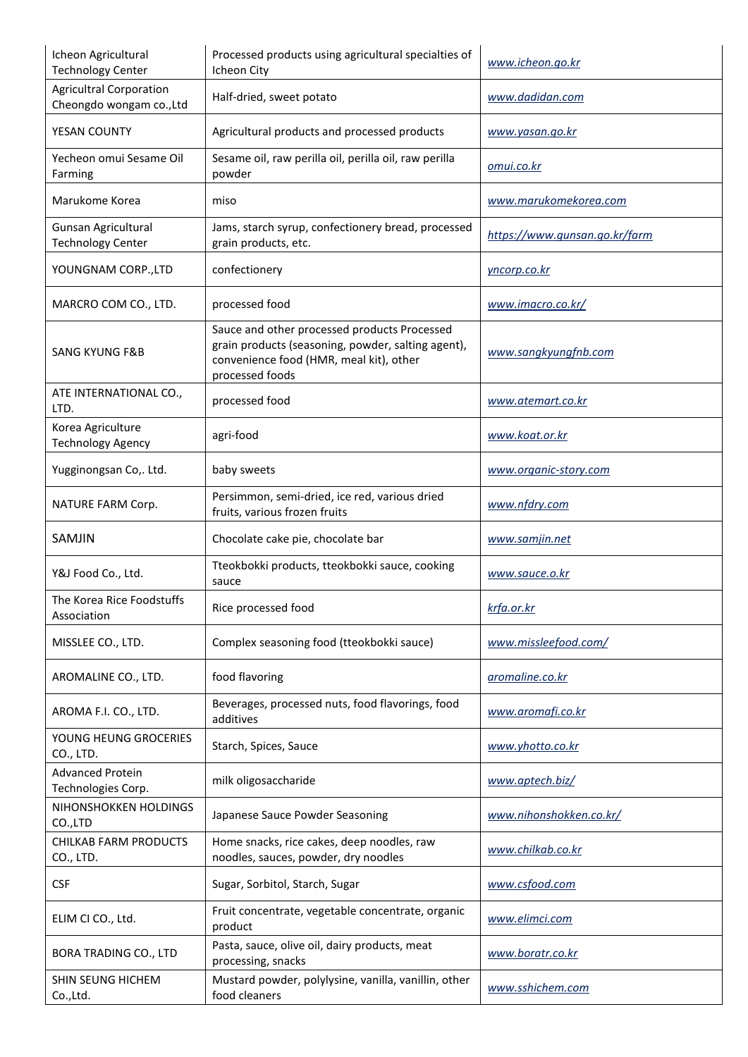| Icheon Agricultural Technology Center | Processed products using agricultural specialties of Icheon City | www.icheon.go.kr |
|---|---|---|
| Agricultral Corporation Cheongdo wongam co.,Ltd | Half-dried, sweet potato | www.dadidan.com |
| YESAN COUNTY | Agricultural products and processed products | www.yasan.go.kr |
| Yecheon omui Sesame Oil Farming | Sesame oil, raw perilla oil, perilla oil, raw perilla powder | omui.co.kr |
| Marukome Korea | miso | www.marukomekorea.com |
| Gunsan Agricultural Technology Center | Jams, starch syrup, confectionery bread, processed grain products, etc. | https://www.gunsan.go.kr/farm |
| YOUNGNAM CORP.,LTD | confectionery | yncorp.co.kr |
| MARCRO COM CO., LTD. | processed food | www.imacro.co.kr/ |
| SANG KYUNG F&B | Sauce and other processed products Processed grain products (seasoning, powder, salting agent), convenience food (HMR, meal kit), other processed foods | www.sangkyungfnb.com |
| ATE INTERNATIONAL CO., LTD. | processed food | www.atemart.co.kr |
| Korea Agriculture Technology Agency | agri-food | www.koat.or.kr |
| Yugginongsan Co,. Ltd. | baby sweets | www.organic-story.com |
| NATURE FARM Corp. | Persimmon, semi-dried, ice red, various dried fruits, various frozen fruits | www.nfdry.com |
| SAMJIN | Chocolate cake pie, chocolate bar | www.samjin.net |
| Y&J Food Co., Ltd. | Tteokbokki products, tteokbokki sauce, cooking sauce | www.sauce.o.kr |
| The Korea Rice Foodstuffs Association | Rice processed food | krfa.or.kr |
| MISSLEE CO., LTD. | Complex seasoning food (tteokbokki sauce) | www.missleefood.com/ |
| AROMALINE CO., LTD. | food flavoring | aromaline.co.kr |
| AROMA F.I. CO., LTD. | Beverages, processed nuts, food flavorings, food additives | www.aromafi.co.kr |
| YOUNG HEUNG GROCERIES CO., LTD. | Starch, Spices, Sauce | www.yhotto.co.kr |
| Advanced Protein Technologies Corp. | milk oligosaccharide | www.aptech.biz/ |
| NIHONSHOKKEN HOLDINGS CO.,LTD | Japanese Sauce Powder Seasoning | www.nihonshokken.co.kr/ |
| CHILKAB FARM PRODUCTS CO., LTD. | Home snacks, rice cakes, deep noodles, raw noodles, sauces, powder, dry noodles | www.chilkab.co.kr |
| CSF | Sugar, Sorbitol, Starch, Sugar | www.csfood.com |
| ELIM CI CO., Ltd. | Fruit concentrate, vegetable concentrate, organic product | www.elimci.com |
| BORA TRADING CO., LTD | Pasta, sauce, olive oil, dairy products, meat processing, snacks | www.boratr.co.kr |
| SHIN SEUNG HICHEM Co.,Ltd. | Mustard powder, polylysine, vanilla, vanillin, other food cleaners | www.sshichem.com |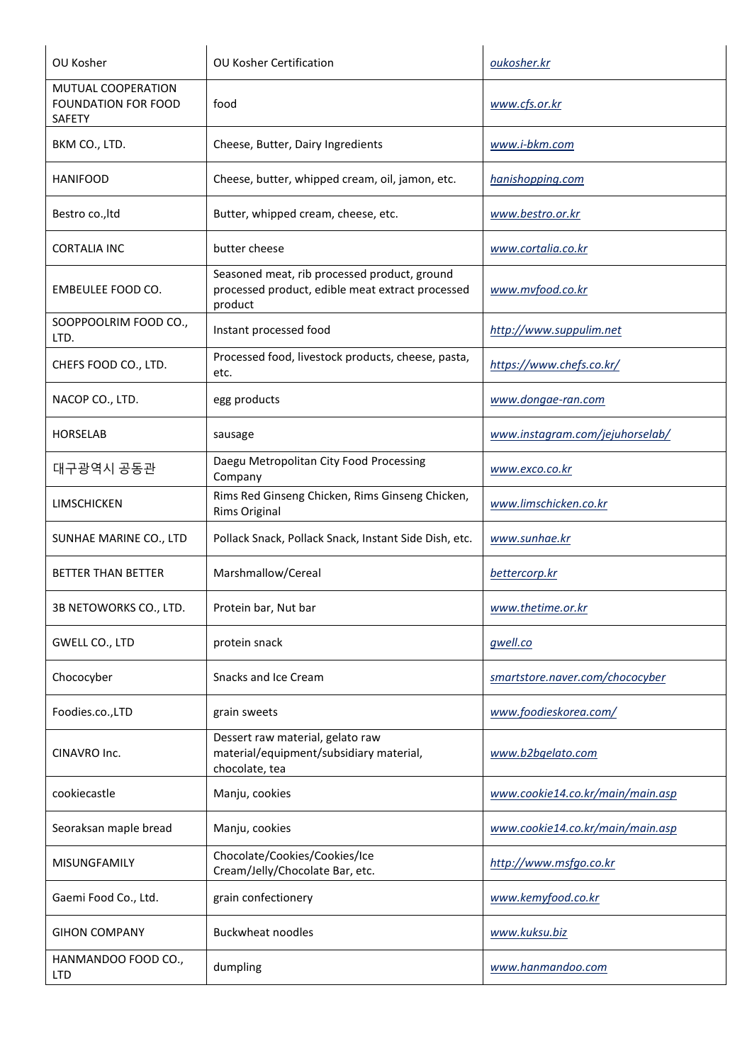| OU Kosher | OU Kosher Certification | oukosher.kr |
|---|---|---|
| MUTUAL COOPERATION FOUNDATION FOR FOOD SAFETY | food | www.cfs.or.kr |
| BKM CO., LTD. | Cheese, Butter, Dairy Ingredients | www.i-bkm.com |
| HANIFOOD | Cheese, butter, whipped cream, oil, jamon, etc. | hanishopping.com |
| Bestro co.,ltd | Butter, whipped cream, cheese, etc. | www.bestro.or.kr |
| CORTALIA INC | butter cheese | www.cortalia.co.kr |
| EMBEULEE FOOD CO. | Seasoned meat, rib processed product, ground processed product, edible meat extract processed product | www.mvfood.co.kr |
| SOOPPOOLRIM FOOD CO., LTD. | Instant processed food | http://www.suppulim.net |
| CHEFS FOOD CO., LTD. | Processed food, livestock products, cheese, pasta, etc. | https://www.chefs.co.kr/ |
| NACOP CO., LTD. | egg products | www.dongae-ran.com |
| HORSELAB | sausage | www.instagram.com/jejuhorselab/ |
| 대구광역시 공동관 | Daegu Metropolitan City Food Processing Company | www.exco.co.kr |
| LIMSCHICKEN | Rims Red Ginseng Chicken, Rims Ginseng Chicken, Rims Original | www.limschicken.co.kr |
| SUNHAE MARINE CO., LTD | Pollack Snack, Pollack Snack, Instant Side Dish, etc. | www.sunhae.kr |
| BETTER THAN BETTER | Marshmallow/Cereal | bettercorp.kr |
| 3B NETOWORKS CO., LTD. | Protein bar, Nut bar | www.thetime.or.kr |
| GWELL CO., LTD | protein snack | gwell.co |
| Chococyber | Snacks and Ice Cream | smartstore.naver.com/chococyber |
| Foodies.co.,LTD | grain sweets | www.foodieskorea.com/ |
| CINAVRO Inc. | Dessert raw material, gelato raw material/equipment/subsidiary material, chocolate, tea | www.b2bgelato.com |
| cookiecastle | Manju, cookies | www.cookie14.co.kr/main/main.asp |
| Seoraksan maple bread | Manju, cookies | www.cookie14.co.kr/main/main.asp |
| MISUNGFAMILY | Chocolate/Cookies/Cookies/Ice Cream/Jelly/Chocolate Bar, etc. | http://www.msfgo.co.kr |
| Gaemi Food Co., Ltd. | grain confectionery | www.kemyfood.co.kr |
| GIHON COMPANY | Buckwheat noodles | www.kuksu.biz |
| HANMANDOO FOOD CO., LTD | dumpling | www.hanmandoo.com |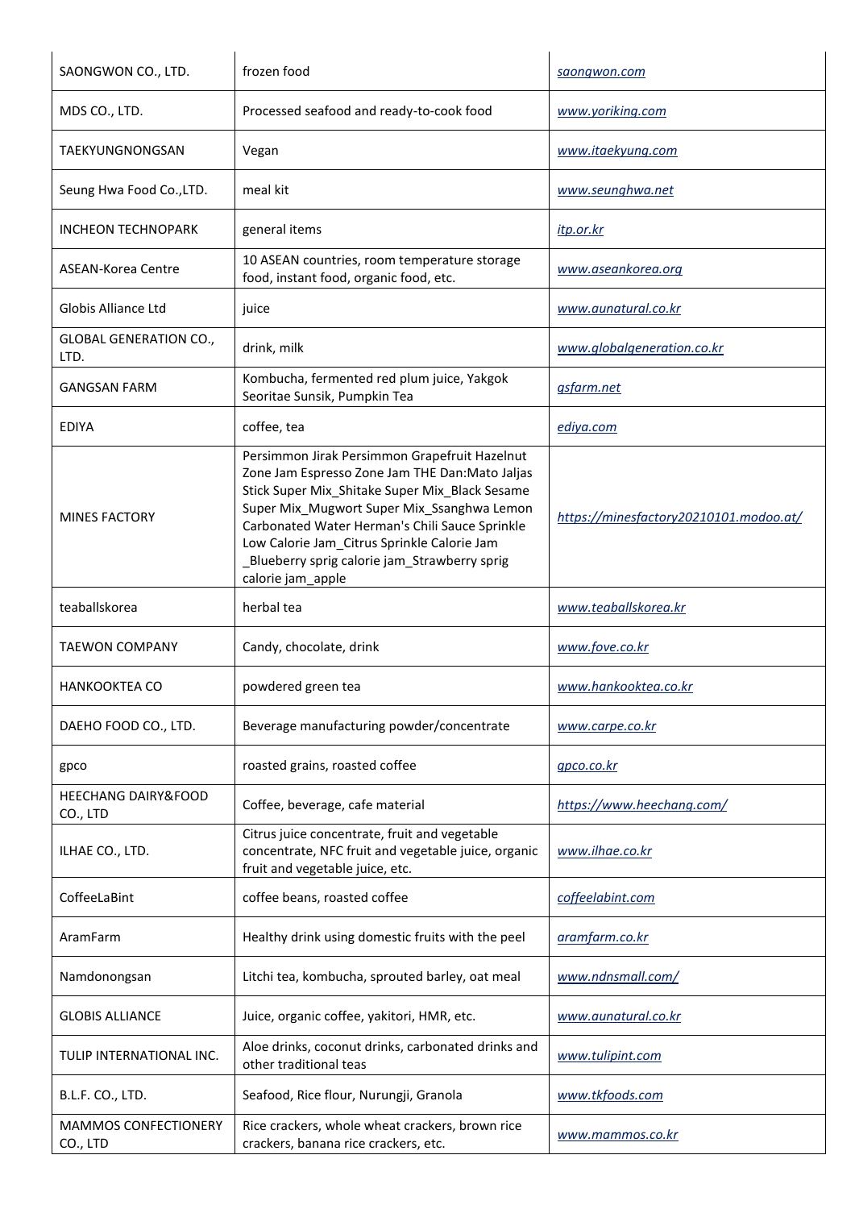| | | |
|---|---|---|
| SAONGWON CO., LTD. | frozen food | saongwon.com |
| MDS CO., LTD. | Processed seafood and ready-to-cook food | www.yoriking.com |
| TAEKYUNGNONGSAN | Vegan | www.itaekyung.com |
| Seung Hwa Food Co.,LTD. | meal kit | www.seunghwa.net |
| INCHEON TECHNOPARK | general items | itp.or.kr |
| ASEAN-Korea Centre | 10 ASEAN countries, room temperature storage food, instant food, organic food, etc. | www.aseankorea.org |
| Globis Alliance Ltd | juice | www.aunatural.co.kr |
| GLOBAL GENERATION CO., LTD. | drink, milk | www.globalgeneration.co.kr |
| GANGSAN FARM | Kombucha, fermented red plum juice, Yakgok Seoritae Sunsik, Pumpkin Tea | gsfarm.net |
| EDIYA | coffee, tea | ediya.com |
| MINES FACTORY | Persimmon Jirak Persimmon Grapefruit Hazelnut Zone Jam Espresso Zone Jam THE Dan:Mato Jaljas Stick Super Mix_Shitake Super Mix_Black Sesame Super Mix_Mugwort Super Mix_Ssanghwa Lemon Carbonated Water Herman's Chili Sauce Sprinkle Low Calorie Jam_Citrus Sprinkle Calorie Jam _Blueberry sprig calorie jam_Strawberry sprig calorie jam_apple | https://minesfactory20210101.modoo.at/ |
| teaballskorea | herbal tea | www.teaballskorea.kr |
| TAEWON COMPANY | Candy, chocolate, drink | www.fove.co.kr |
| HANKOOKTEA CO | powdered green tea | www.hankooktea.co.kr |
| DAEHO FOOD CO., LTD. | Beverage manufacturing powder/concentrate | www.carpe.co.kr |
| gpco | roasted grains, roasted coffee | gpco.co.kr |
| HEECHANG DAIRY&FOOD CO., LTD | Coffee, beverage, cafe material | https://www.heechang.com/ |
| ILHAE CO., LTD. | Citrus juice concentrate, fruit and vegetable concentrate, NFC fruit and vegetable juice, organic fruit and vegetable juice, etc. | www.ilhae.co.kr |
| CoffeeLaBint | coffee beans, roasted coffee | coffeelabint.com |
| AramFarm | Healthy drink using domestic fruits with the peel | aramfarm.co.kr |
| Namdonongsan | Litchi tea, kombucha, sprouted barley, oat meal | www.ndnsmall.com/ |
| GLOBIS ALLIANCE | Juice, organic coffee, yakitori, HMR, etc. | www.aunatural.co.kr |
| TULIP INTERNATIONAL INC. | Aloe drinks, coconut drinks, carbonated drinks and other traditional teas | www.tulipint.com |
| B.L.F. CO., LTD. | Seafood, Rice flour, Nurungji, Granola | www.tkfoods.com |
| MAMMOS CONFECTIONERY CO., LTD | Rice crackers, whole wheat crackers, brown rice crackers, banana rice crackers, etc. | www.mammos.co.kr |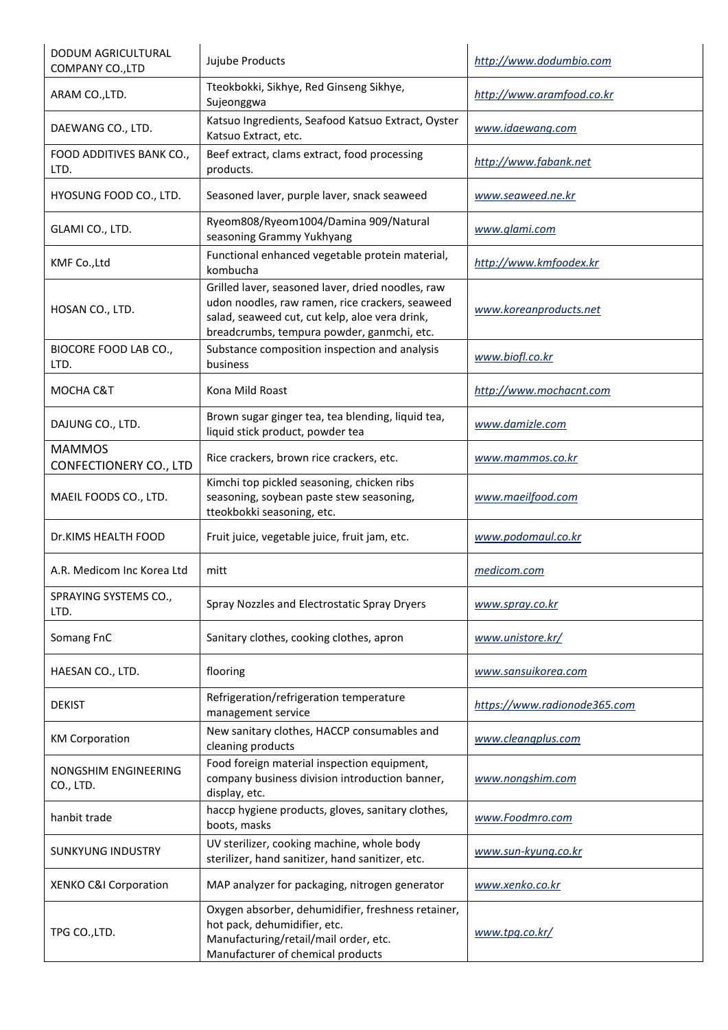| DODUM AGRICULTURAL COMPANY CO.,LTD | Jujube Products | http://www.dodumbio.com |
|---|---|---|
| ARAM CO.,LTD. | Tteokbokki, Sikhye, Red Ginseng Sikhye, Sujeonggwa | http://www.aramfood.co.kr |
| DAEWANG CO., LTD. | Katsuo Ingredients, Seafood Katsuo Extract, Oyster Katsuo Extract, etc. | www.idaewang.com |
| FOOD ADDITIVES BANK CO., LTD. | Beef extract, clams extract, food processing products. | http://www.fabank.net |
| HYOSUNG FOOD CO., LTD. | Seasoned laver, purple laver, snack seaweed | www.seaweed.ne.kr |
| GLAMI CO., LTD. | Ryeom808/Ryeom1004/Damina 909/Natural seasoning Grammy Yukhyang | www.glami.com |
| KMF Co.,Ltd | Functional enhanced vegetable protein material, kombucha | http://www.kmfoodex.kr |
| HOSAN CO., LTD. | Grilled laver, seasoned laver, dried noodles, raw udon noodles, raw ramen, rice crackers, seaweed salad, seaweed cut, cut kelp, aloe vera drink, breadcrumbs, tempura powder, ganmchi, etc. | www.koreanproducts.net |
| BIOCORE FOOD LAB CO., LTD. | Substance composition inspection and analysis business | www.biofl.co.kr |
| MOCHA C&T | Kona Mild Roast | http://www.mochacnt.com |
| DAJUNG CO., LTD. | Brown sugar ginger tea, tea blending, liquid tea, liquid stick product, powder tea | www.damizle.com |
| MAMMOS CONFECTIONERY CO., LTD | Rice crackers, brown rice crackers, etc. | www.mammos.co.kr |
| MAEIL FOODS CO., LTD. | Kimchi top pickled seasoning, chicken ribs seasoning, soybean paste stew seasoning, tteokbokki seasoning, etc. | www.maeilfood.com |
| Dr.KIMS HEALTH FOOD | Fruit juice, vegetable juice, fruit jam, etc. | www.podomaul.co.kr |
| A.R. Medicom Inc Korea Ltd | mitt | medicom.com |
| SPRAYING SYSTEMS CO., LTD. | Spray Nozzles and Electrostatic Spray Dryers | www.spray.co.kr |
| Somang FnC | Sanitary clothes, cooking clothes, apron | www.unistore.kr/ |
| HAESAN CO., LTD. | flooring | www.sansuikorea.com |
| DEKIST | Refrigeration/refrigeration temperature management service | https://www.radionode365.com |
| KM Corporation | New sanitary clothes, HACCP consumables and cleaning products | www.cleangplus.com |
| NONGSHIM ENGINEERING CO., LTD. | Food foreign material inspection equipment, company business division introduction banner, display, etc. | www.nongshim.com |
| hanbit trade | haccp hygiene products, gloves, sanitary clothes, boots, masks | www.Foodmro.com |
| SUNKYUNG INDUSTRY | UV sterilizer, cooking machine, whole body sterilizer, hand sanitizer, hand sanitizer, etc. | www.sun-kyung.co.kr |
| XENKO C&I Corporation | MAP analyzer for packaging, nitrogen generator | www.xenko.co.kr |
| TPG CO.,LTD. | Oxygen absorber, dehumidifier, freshness retainer, hot pack, dehumidifier, etc. Manufacturing/retail/mail order, etc. Manufacturer of chemical products | www.tpg.co.kr/ |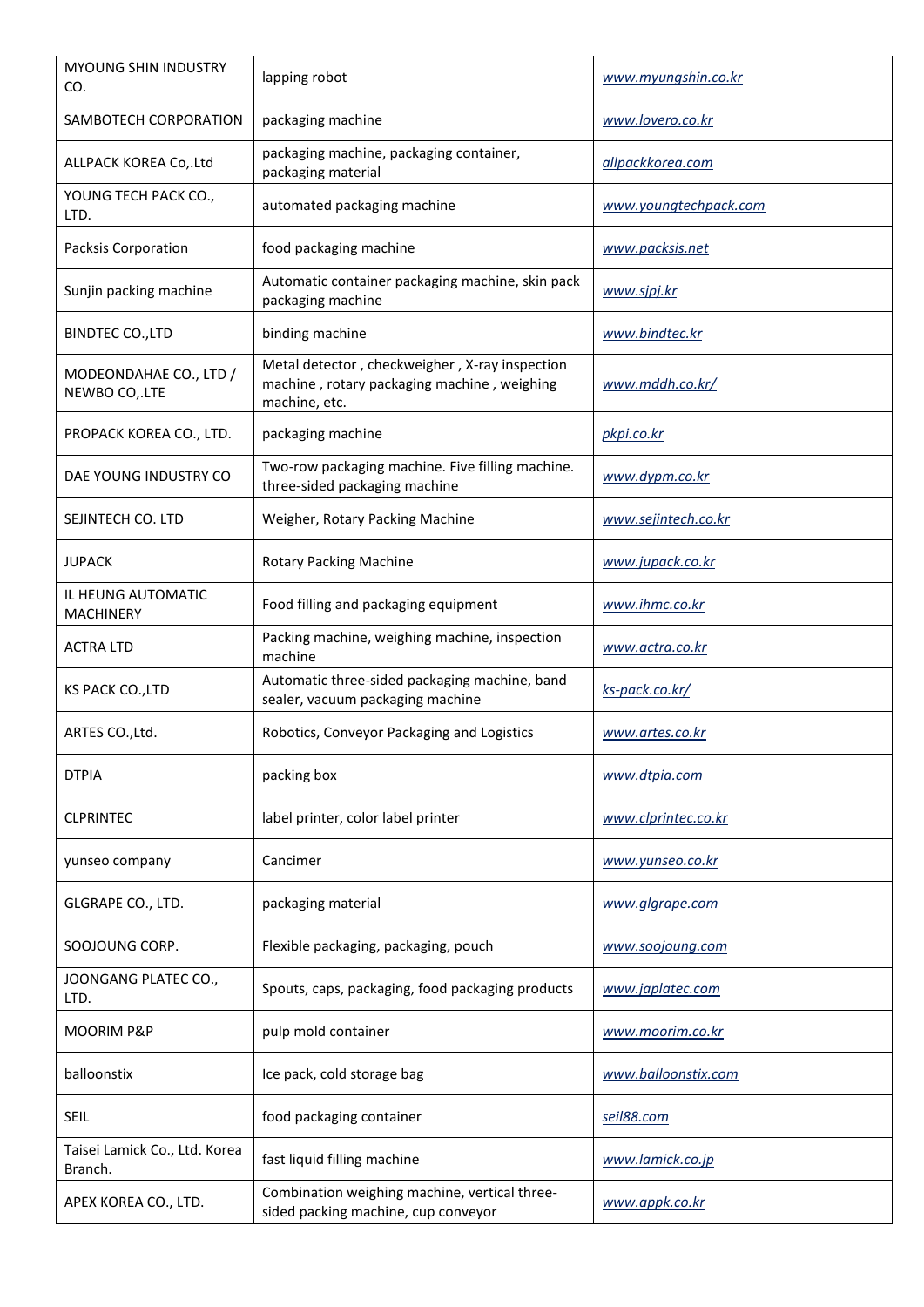| | | |
|---|---|---|
| MYOUNG SHIN INDUSTRY CO. | lapping robot | www.myungshin.co.kr |
| SAMBOTECH CORPORATION | packaging machine | www.lovero.co.kr |
| ALLPACK KOREA Co,.Ltd | packaging machine, packaging container, packaging material | allpackkorea.com |
| YOUNG TECH PACK CO., LTD. | automated packaging machine | www.youngtechpack.com |
| Packsis Corporation | food packaging machine | www.packsis.net |
| Sunjin packing machine | Automatic container packaging machine, skin pack packaging machine | www.sjpj.kr |
| BINDTEC CO.,LTD | binding machine | www.bindtec.kr |
| MODEONDAHAE CO., LTD / NEWBO CO,.LTE | Metal detector , checkweigher , X-ray inspection machine , rotary packaging machine , weighing machine, etc. | www.mddh.co.kr/ |
| PROPACK KOREA CO., LTD. | packaging machine | pkpi.co.kr |
| DAE YOUNG INDUSTRY CO | Two-row packaging machine. Five filling machine. three-sided packaging machine | www.dypm.co.kr |
| SEJINTECH CO. LTD | Weigher, Rotary Packing Machine | www.sejintech.co.kr |
| JUPACK | Rotary Packing Machine | www.jupack.co.kr |
| IL HEUNG AUTOMATIC MACHINERY | Food filling and packaging equipment | www.ihmc.co.kr |
| ACTRA LTD | Packing machine, weighing machine, inspection machine | www.actra.co.kr |
| KS PACK CO.,LTD | Automatic three-sided packaging machine, band sealer, vacuum packaging machine | ks-pack.co.kr/ |
| ARTES CO.,Ltd. | Robotics, Conveyor Packaging and Logistics | www.artes.co.kr |
| DTPIA | packing box | www.dtpia.com |
| CLPRINTEC | label printer, color label printer | www.clprintec.co.kr |
| yunseo company | Cancimer | www.yunseo.co.kr |
| GLGRAPE CO., LTD. | packaging material | www.glgrape.com |
| SOOJOUNG CORP. | Flexible packaging, packaging, pouch | www.soojoung.com |
| JOONGANG PLATEC CO., LTD. | Spouts, caps, packaging, food packaging products | www.japlatec.com |
| MOORIM P&P | pulp mold container | www.moorim.co.kr |
| balloonstix | Ice pack, cold storage bag | www.balloonstix.com |
| SEIL | food packaging container | seil88.com |
| Taisei Lamick Co., Ltd. Korea Branch. | fast liquid filling machine | www.lamick.co.jp |
| APEX KOREA CO., LTD. | Combination weighing machine, vertical three-sided packing machine, cup conveyor | www.appk.co.kr |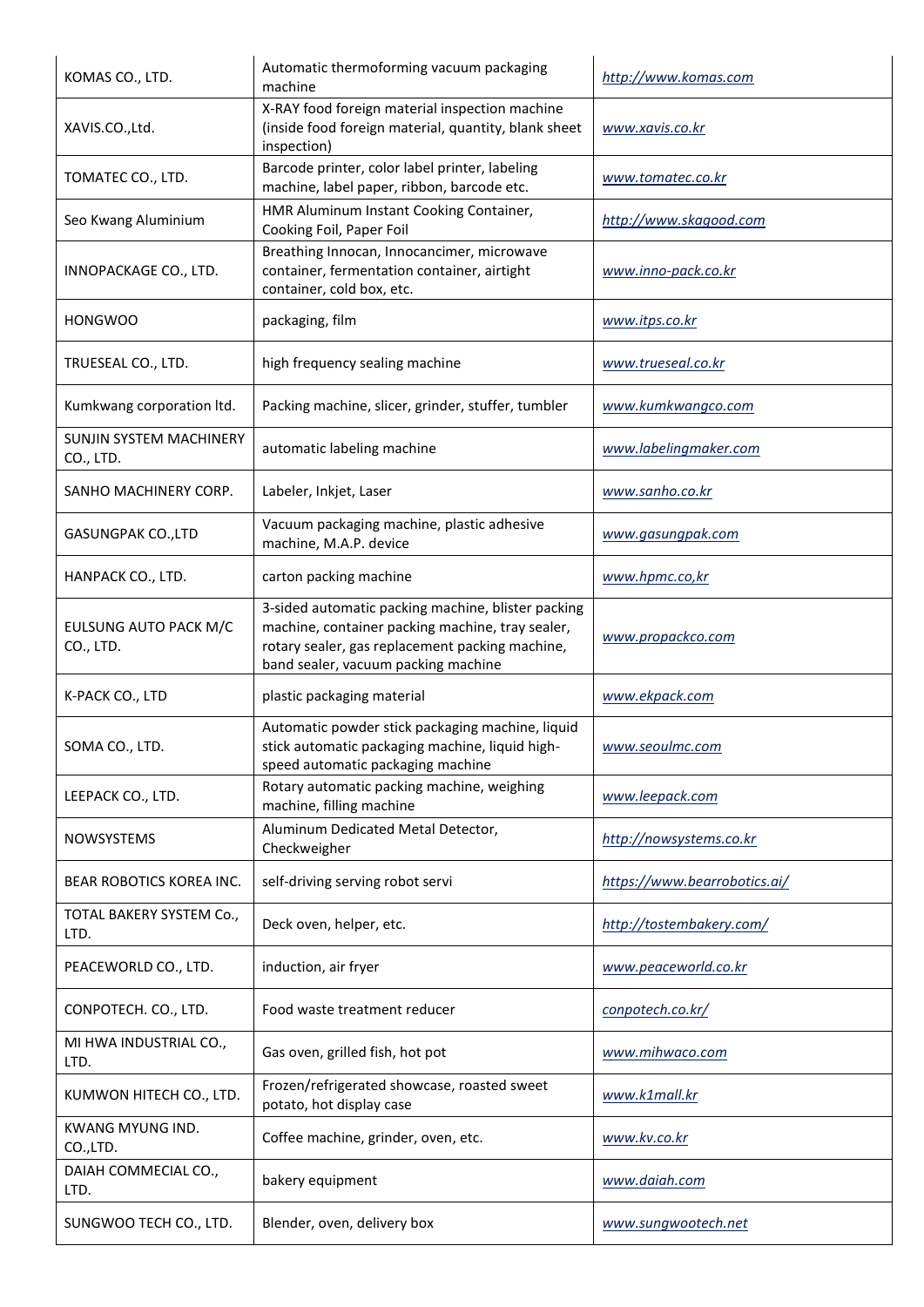| KOMAS CO., LTD. | Automatic thermoforming vacuum packaging machine | http://www.komas.com |
|---|---|---|
| XAVIS.CO.,Ltd. | X-RAY food foreign material inspection machine (inside food foreign material, quantity, blank sheet inspection) | www.xavis.co.kr |
| TOMATEC CO., LTD. | Barcode printer, color label printer, labeling machine, label paper, ribbon, barcode etc. | www.tomatec.co.kr |
| Seo Kwang Aluminium | HMR Aluminum Instant Cooking Container, Cooking Foil, Paper Foil | http://www.skagood.com |
| INNOPACKAGE CO., LTD. | Breathing Innocan, Innocancimer, microwave container, fermentation container, airtight container, cold box, etc. | www.inno-pack.co.kr |
| HONGWOO | packaging, film | www.itps.co.kr |
| TRUESEAL CO., LTD. | high frequency sealing machine | www.trueseal.co.kr |
| Kumkwang corporation ltd. | Packing machine, slicer, grinder, stuffer, tumbler | www.kumkwangco.com |
| SUNJIN SYSTEM MACHINERY CO., LTD. | automatic labeling machine | www.labelingmaker.com |
| SANHO MACHINERY CORP. | Labeler, Inkjet, Laser | www.sanho.co.kr |
| GASUNGPAK CO.,LTD | Vacuum packaging machine, plastic adhesive machine, M.A.P. device | www.gasungpak.com |
| HANPACK CO., LTD. | carton packing machine | www.hpmc.co,kr |
| EULSUNG AUTO PACK M/C CO., LTD. | 3-sided automatic packing machine, blister packing machine, container packing machine, tray sealer, rotary sealer, gas replacement packing machine, band sealer, vacuum packing machine | www.propackco.com |
| K-PACK CO., LTD | plastic packaging material | www.ekpack.com |
| SOMA CO., LTD. | Automatic powder stick packaging machine, liquid stick automatic packaging machine, liquid high-speed automatic packaging machine | www.seoulmc.com |
| LEEPACK CO., LTD. | Rotary automatic packing machine, weighing machine, filling machine | www.leepack.com |
| NOWSYSTEMS | Aluminum Dedicated Metal Detector, Checkweigher | http://nowsystems.co.kr |
| BEAR ROBOTICS KOREA INC. | self-driving serving robot servi | https://www.bearrobotics.ai/ |
| TOTAL BAKERY SYSTEM Co., LTD. | Deck oven, helper, etc. | http://tostembakery.com/ |
| PEACEWORLD CO., LTD. | induction, air fryer | www.peaceworld.co.kr |
| CONPOTECH. CO., LTD. | Food waste treatment reducer | conpotech.co.kr/ |
| MI HWA INDUSTRIAL CO., LTD. | Gas oven, grilled fish, hot pot | www.mihwaco.com |
| KUMWON HITECH CO., LTD. | Frozen/refrigerated showcase, roasted sweet potato, hot display case | www.k1mall.kr |
| KWANG MYUNG IND. CO.,LTD. | Coffee machine, grinder, oven, etc. | www.kv.co.kr |
| DAIAH COMMECIAL CO., LTD. | bakery equipment | www.daiah.com |
| SUNGWOO TECH CO., LTD. | Blender, oven, delivery box | www.sungwootech.net |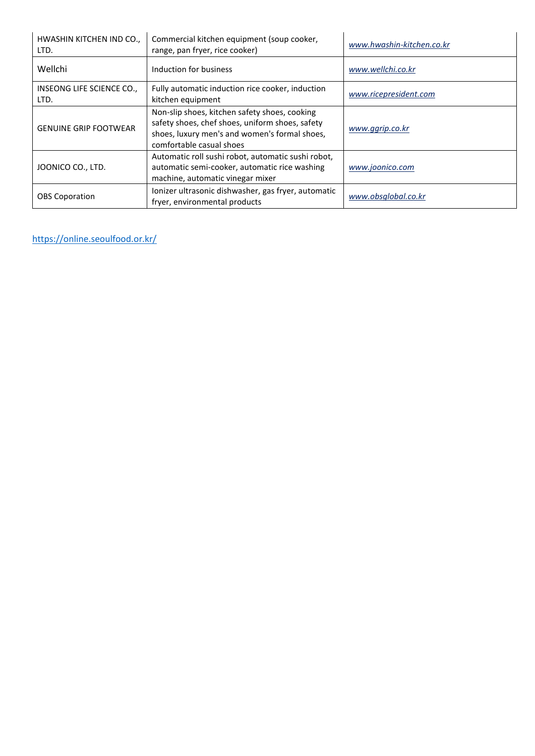| | | |
|---|---|---|
| HWASHIN KITCHEN IND CO., LTD. | Commercial kitchen equipment (soup cooker, range, pan fryer, rice cooker) | *www.hwashin-kitchen.co.kr* |
| Wellchi | Induction for business | *www.wellchi.co.kr* |
| INSEONG LIFE SCIENCE CO., LTD. | Fully automatic induction rice cooker, induction kitchen equipment | *www.ricepresident.com* |
| GENUINE GRIP FOOTWEAR | Non-slip shoes, kitchen safety shoes, cooking safety shoes, chef shoes, uniform shoes, safety shoes, luxury men's and women's formal shoes, comfortable casual shoes | *www.ggrip.co.kr* |
| JOONICO CO., LTD. | Automatic roll sushi robot, automatic sushi robot, automatic semi-cooker, automatic rice washing machine, automatic vinegar mixer | *www.joonico.com* |
| OBS Coporation | Ionizer ultrasonic dishwasher, gas fryer, automatic fryer, environmental products | *www.obsglobal.co.kr* |

https://online.seoulfood.or.kr/